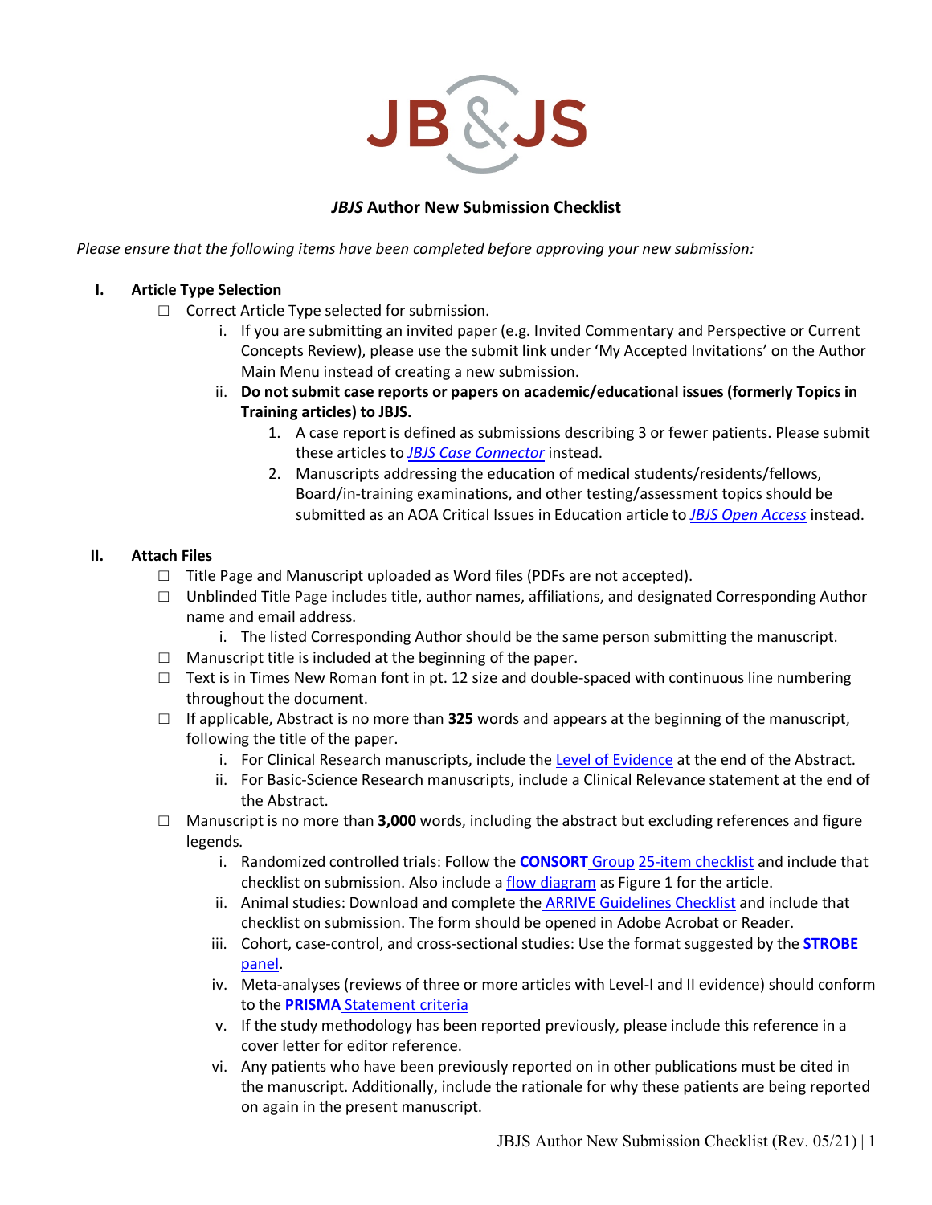JB&JS

# *JBJS* Author New Submission Checklist

*Please ensure that the following items have been completed before approving your new submission:*

## I. Article Type Selection

- ☐ Correct Article Type selected for submission.
  - i. If you are submitting an invited paper (e.g. Invited Commentary and Perspective or Current Concepts Review), please use the submit link under 'My Accepted Invitations' on the Author Main Menu instead of creating a new submission.
  - ii. **Do not submit case reports or papers on academic/educational issues (formerly Topics in Training articles) to JBJS.**
    1. A case report is defined as submissions describing 3 or fewer patients. Please submit these articles to *JBJS Case Connector* instead.
    2. Manuscripts addressing the education of medical students/residents/fellows, Board/in-training examinations, and other testing/assessment topics should be submitted as an AOA Critical Issues in Education article to *JBJS Open Access* instead.

## II. Attach Files

- ☐ Title Page and Manuscript uploaded as Word files (PDFs are not accepted).
- ☐ Unblinded Title Page includes title, author names, affiliations, and designated Corresponding Author name and email address.
  - i. The listed Corresponding Author should be the same person submitting the manuscript.
- ☐ Manuscript title is included at the beginning of the paper.
- ☐ Text is in Times New Roman font in pt. 12 size and double-spaced with continuous line numbering throughout the document.
- ☐ If applicable, Abstract is no more than **325** words and appears at the beginning of the manuscript, following the title of the paper.
  - i. For Clinical Research manuscripts, include the Level of Evidence at the end of the Abstract.
  - ii. For Basic-Science Research manuscripts, include a Clinical Relevance statement at the end of the Abstract.
- ☐ Manuscript is no more than **3,000** words, including the abstract but excluding references and figure legends.
  - i. Randomized controlled trials: Follow the **CONSORT** Group 25-item checklist and include that checklist on submission. Also include a flow diagram as Figure 1 for the article.
  - ii. Animal studies: Download and complete the ARRIVE Guidelines Checklist and include that checklist on submission. The form should be opened in Adobe Acrobat or Reader.
  - iii. Cohort, case-control, and cross-sectional studies: Use the format suggested by the **STROBE** panel.
  - iv. Meta-analyses (reviews of three or more articles with Level-I and II evidence) should conform to the **PRISMA** Statement criteria
  - v. If the study methodology has been reported previously, please include this reference in a cover letter for editor reference.
  - vi. Any patients who have been previously reported on in other publications must be cited in the manuscript. Additionally, include the rationale for why these patients are being reported on again in the present manuscript.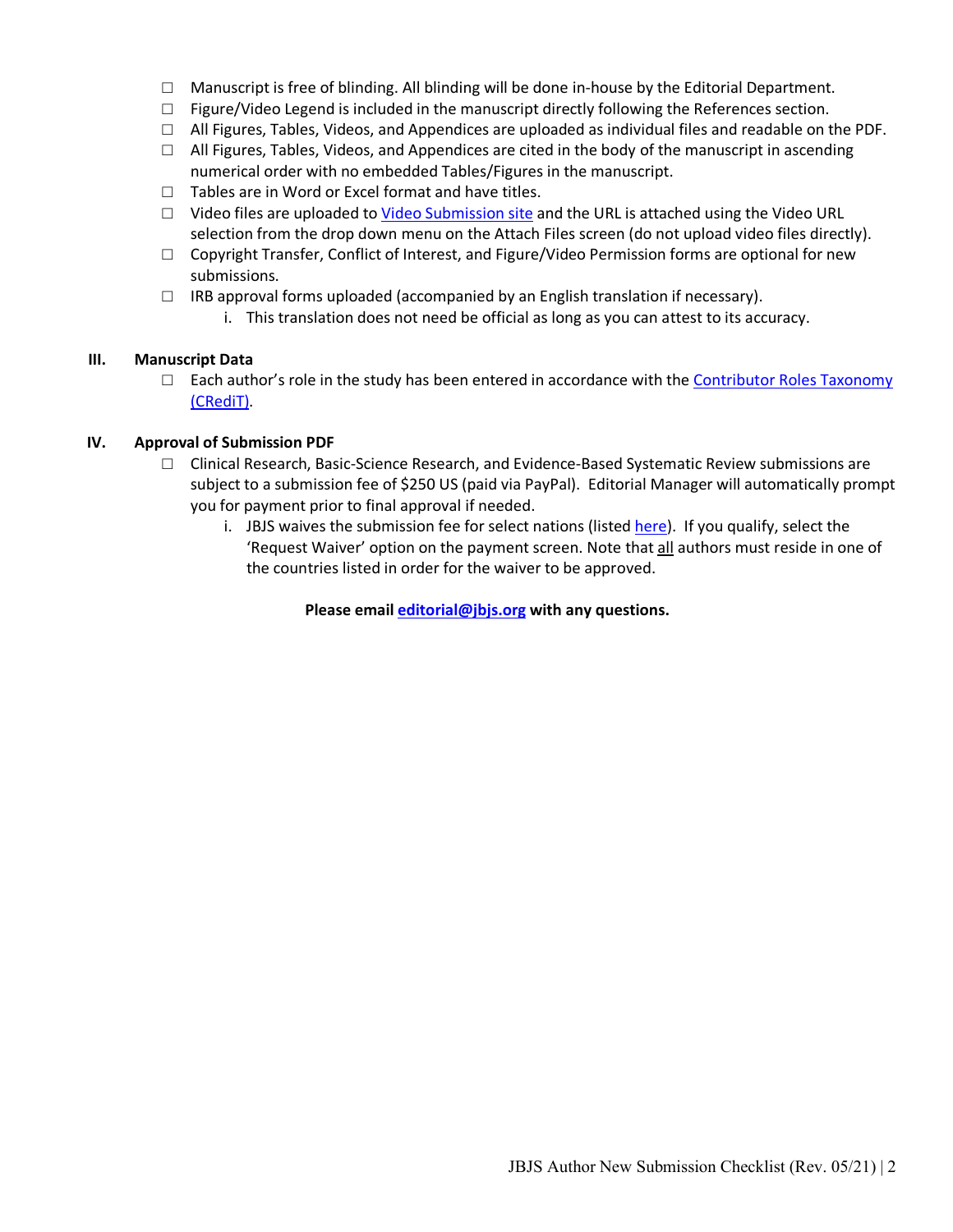- ☐ Manuscript is free of blinding. All blinding will be done in-house by the Editorial Department.
- ☐ Figure/Video Legend is included in the manuscript directly following the References section.
- ☐ All Figures, Tables, Videos, and Appendices are uploaded as individual files and readable on the PDF.
- ☐ All Figures, Tables, Videos, and Appendices are cited in the body of the manuscript in ascending numerical order with no embedded Tables/Figures in the manuscript.
- ☐ Tables are in Word or Excel format and have titles.
- ☐ Video files are uploaded to [Video Submission site]() and the URL is attached using the Video URL selection from the drop down menu on the Attach Files screen (do not upload video files directly).
- ☐ Copyright Transfer, Conflict of Interest, and Figure/Video Permission forms are optional for new submissions.
- ☐ IRB approval forms uploaded (accompanied by an English translation if necessary).
    - i. This translation does not need be official as long as you can attest to its accuracy.

## III. Manuscript Data

- ☐ Each author's role in the study has been entered in accordance with the [Contributor Roles Taxonomy (CRediT)]().

## IV. Approval of Submission PDF

- ☐ Clinical Research, Basic-Science Research, and Evidence-Based Systematic Review submissions are subject to a submission fee of $250 US (paid via PayPal). Editorial Manager will automatically prompt you for payment prior to final approval if needed.
    - i. JBJS waives the submission fee for select nations (listed [here]()). If you qualify, select the 'Request Waiver' option on the payment screen. Note that <u>all</u> authors must reside in one of the countries listed in order for the waiver to be approved.

**Please email [editorial@jbjs.org](mailto:editorial@jbjs.org) with any questions.**